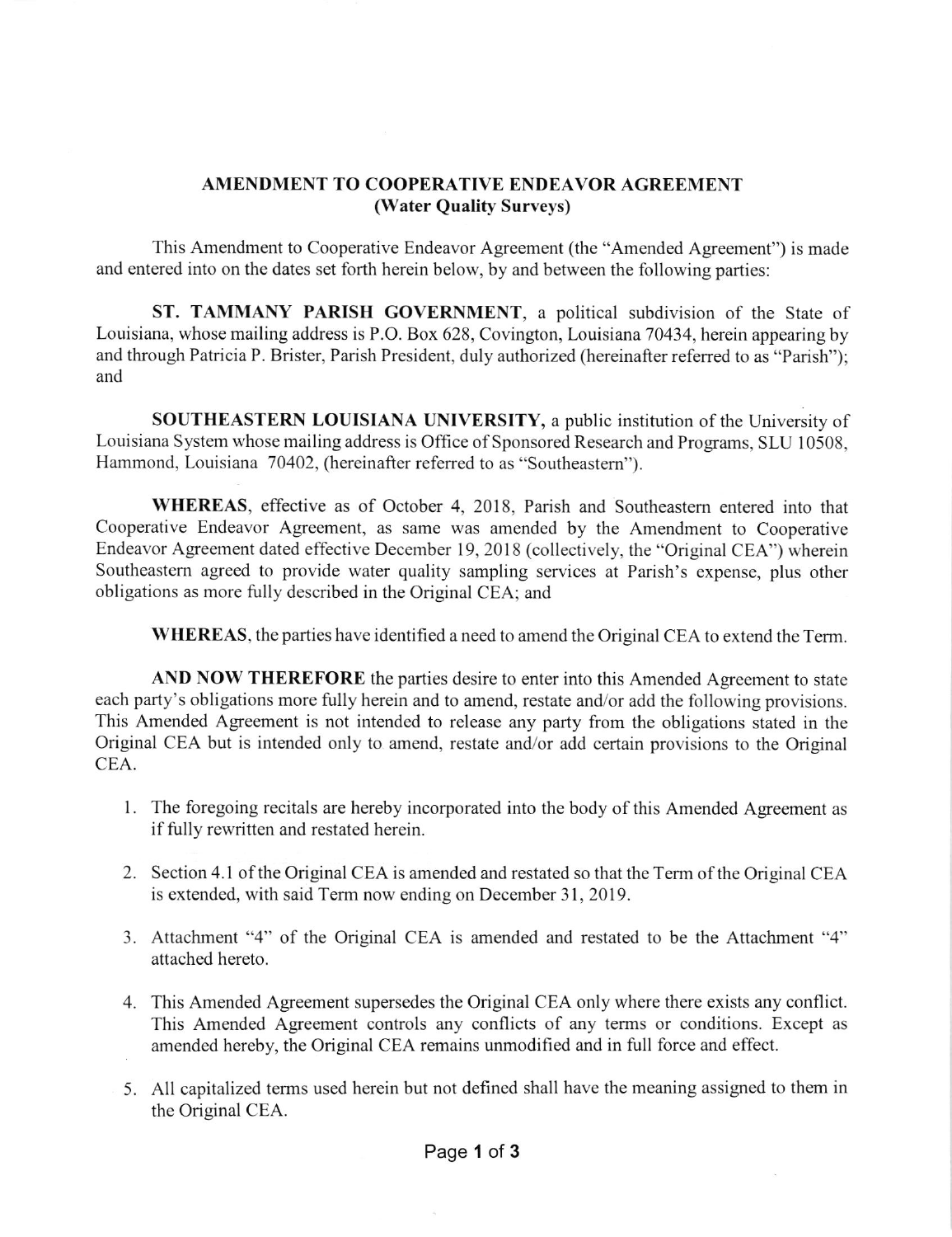## AMENDMENT TO COOPERATIVE ENDEAVOR AGREEMENT
## (Water Quality Surveys)

This Amendment to Cooperative Endeavor Agreement (the "Amended Agreement") is made and entered into on the dates set forth herein below, by and between the following parties:

**ST. TAMMANY PARISH GOVERNMENT**, a political subdivision of the State of Louisiana, whose mailing address is P.O. Box 628, Covington, Louisiana 70434, herein appearing by and through Patricia P. Brister, Parish President, duly authorized (hereinafter referred to as "Parish"); and

**SOUTHEASTERN LOUISIANA UNIVERSITY**, a public institution of the University of Louisiana System whose mailing address is Office of Sponsored Research and Programs, SLU 10508, Hammond, Louisiana 70402, (hereinafter referred to as "Southeastern").

**WHEREAS**, effective as of October 4, 2018, Parish and Southeastern entered into that Cooperative Endeavor Agreement, as same was amended by the Amendment to Cooperative Endeavor Agreement dated effective December 19, 2018 (collectively, the "Original CEA") wherein Southeastern agreed to provide water quality sampling services at Parish's expense, plus other obligations as more fully described in the Original CEA; and

**WHEREAS**, the parties have identified a need to amend the Original CEA to extend the Term.

**AND NOW THEREFORE** the parties desire to enter into this Amended Agreement to state each party's obligations more fully herein and to amend, restate and/or add the following provisions. This Amended Agreement is not intended to release any party from the obligations stated in the Original CEA but is intended only to amend, restate and/or add certain provisions to the Original CEA.

1. The foregoing recitals are hereby incorporated into the body of this Amended Agreement as if fully rewritten and restated herein.
2. Section 4.1 of the Original CEA is amended and restated so that the Term of the Original CEA is extended, with said Term now ending on December 31, 2019.
3. Attachment "4" of the Original CEA is amended and restated to be the Attachment "4" attached hereto.
4. This Amended Agreement supersedes the Original CEA only where there exists any conflict. This Amended Agreement controls any conflicts of any terms or conditions. Except as amended hereby, the Original CEA remains unmodified and in full force and effect.
5. All capitalized terms used herein but not defined shall have the meaning assigned to them in the Original CEA.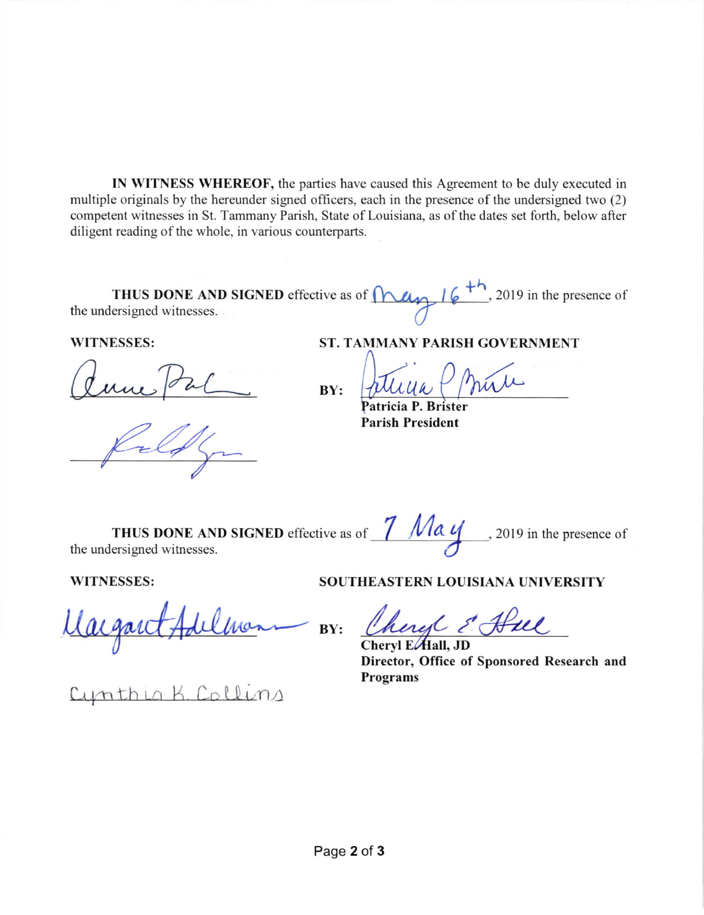**IN WITNESS WHEREOF,** the parties have caused this Agreement to be duly executed in multiple originals by the hereunder signed officers, each in the presence of the undersigned two (2) competent witnesses in St. Tammany Parish, State of Louisiana, as of the dates set forth, below after diligent reading of the whole, in various counterparts.

**THUS DONE AND SIGNED** effective as of May 16th, 2019 in the presence of the undersigned witnesses.

**WITNESSES:**

**ST. TAMMANY PARISH GOVERNMENT**

BY: Patricia P. Brister

**Patricia P. Brister**
**Parish President**

**THUS DONE AND SIGNED** effective as of 7 May, 2019 in the presence of the undersigned witnesses.

**WITNESSES:**

Margaret Adelman

Cynthia K. Collins

**SOUTHEASTERN LOUISIANA UNIVERSITY**

BY: Cheryl E. Hall

**Cheryl E. Hall, JD**
**Director, Office of Sponsored Research and Programs**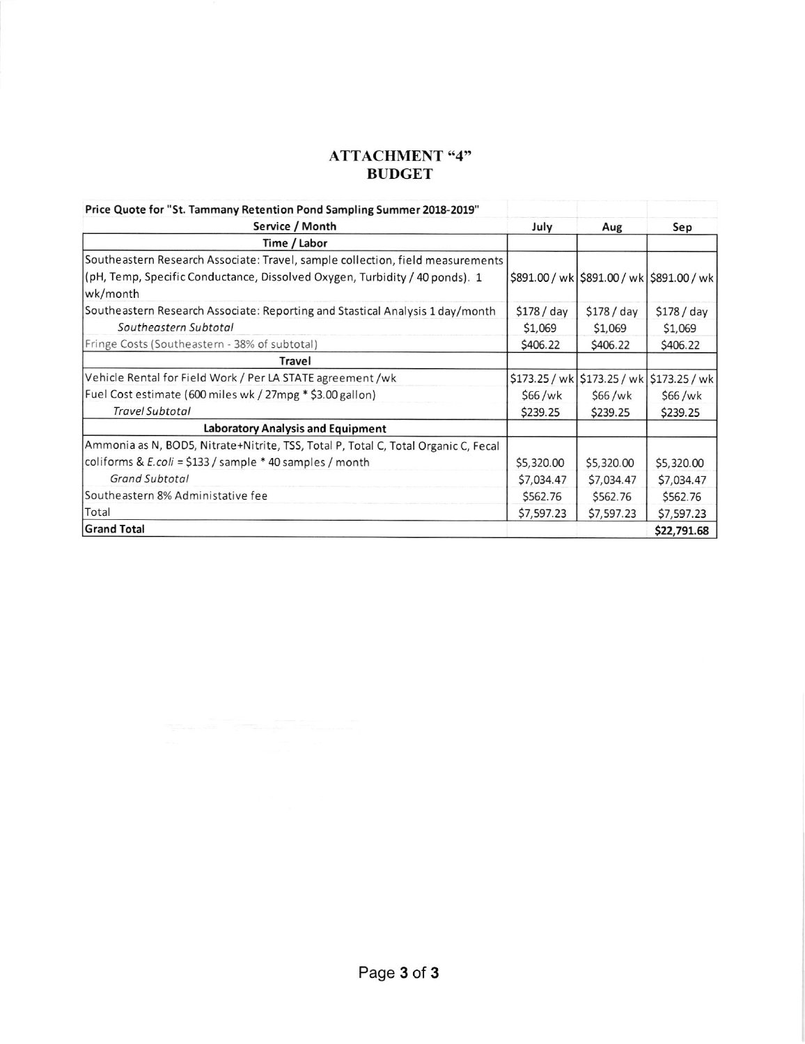# ATTACHMENT "4"
# BUDGET

| Price Quote for "St. Tammany Retention Pond Sampling Summer 2018-2019" | | | |
|---|---|---|---|
| **Service / Month** | **July** | **Aug** | **Sep** |
| **Time / Labor** | | | |
| Southeastern Research Associate: Travel, sample collection, field measurements (pH, Temp, Specific Conductance, Dissolved Oxygen, Turbidity / 40 ponds). 1 wk/month | $891.00 / wk | $891.00 / wk | $891.00 / wk |
| Southeastern Research Associate: Reporting and Stastical Analysis 1 day/month | $178 / day | $178 / day | $178 / day |
| *Southeastern Subtotal* | $1,069 | $1,069 | $1,069 |
| Fringe Costs (Southeastern - 38% of subtotal) | $406.22 | $406.22 | $406.22 |
| **Travel** | | | |
| Vehicle Rental for Field Work / Per LA STATE agreement /wk | $173.25 / wk | $173.25 / wk | $173.25 / wk |
| Fuel Cost estimate (600 miles wk / 27mpg * $3.00 gallon) | $66 /wk | $66 /wk | $66 /wk |
| *Travel Subtotal* | $239.25 | $239.25 | $239.25 |
| **Laboratory Analysis and Equipment** | | | |
| Ammonia as N, BOD5, Nitrate+Nitrite, TSS, Total P, Total C, Total Organic C, Fecal coliforms & *E.coli* = $133 / sample * 40 samples / month | $5,320.00 | $5,320.00 | $5,320.00 |
| *Grand Subtotal* | $7,034.47 | $7,034.47 | $7,034.47 |
| Southeastern 8% Administative fee | $562.76 | $562.76 | $562.76 |
| Total | $7,597.23 | $7,597.23 | $7,597.23 |
| **Grand Total** | | | **$22,791.68** |